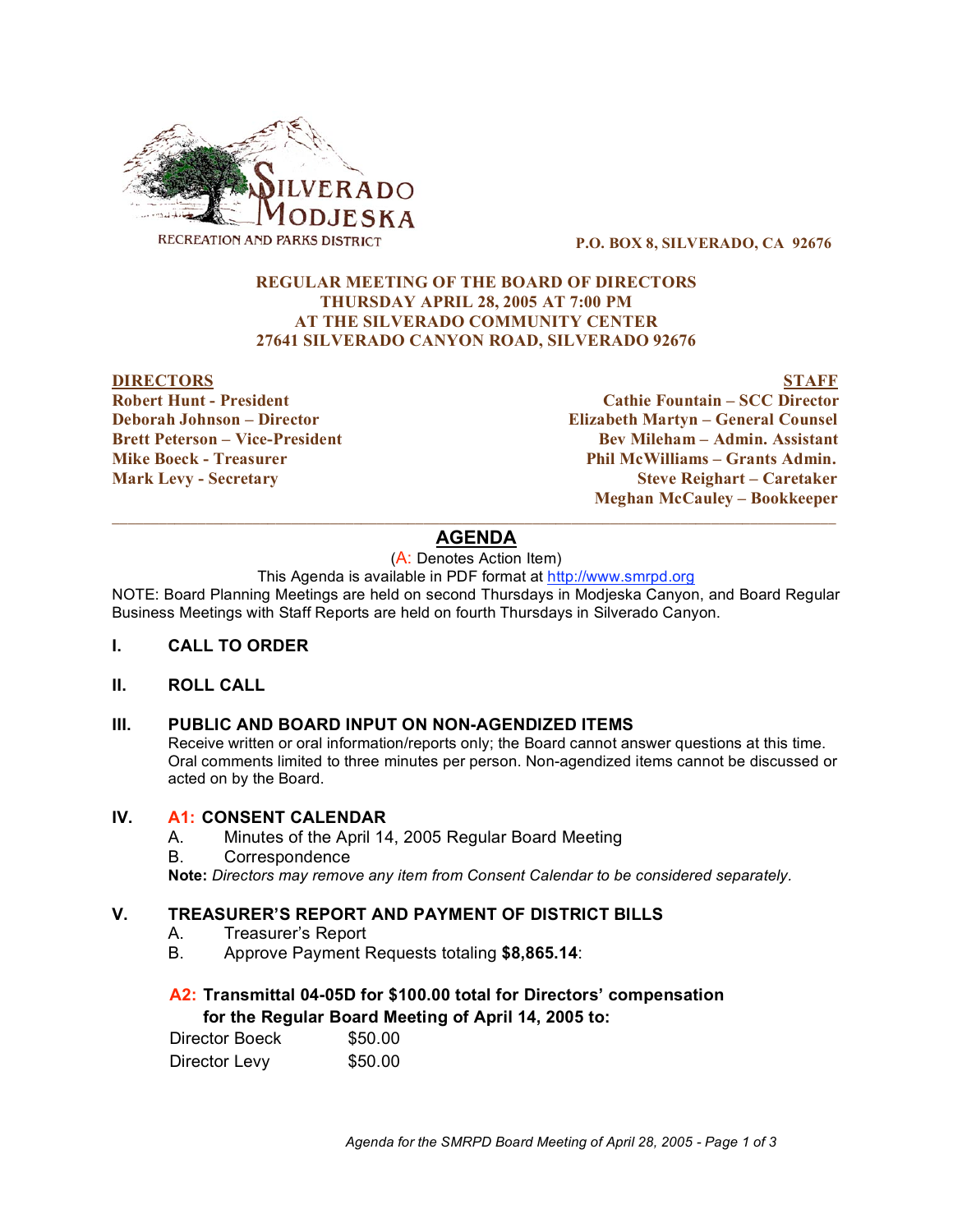SILVERADO MODJESKA
RECREATION AND PARKS DISTRICT

**P.O. BOX 8, SILVERADO, CA 92676**

**REGULAR MEETING OF THE BOARD OF DIRECTORS**
**THURSDAY APRIL 28, 2005 AT 7:00 PM**
**AT THE SILVERADO COMMUNITY CENTER**
**27641 SILVERADO CANYON ROAD, SILVERADO 92676**

| DIRECTORS | STAFF |
|---|---|
| Robert Hunt - President | Cathie Fountain – SCC Director |
| Deborah Johnson – Director | Elizabeth Martyn – General Counsel |
| Brett Peterson – Vice-President | Bev Mileham – Admin. Assistant |
| Mike Boeck - Treasurer | Phil McWilliams – Grants Admin. |
| Mark Levy - Secretary | Steve Reighart – Caretaker |
| | Meghan McCauley – Bookkeeper |

---

# AGENDA

(A: Denotes Action Item)

This Agenda is available in PDF format at http://www.smrpd.org

NOTE: Board Planning Meetings are held on second Thursdays in Modjeska Canyon, and Board Regular Business Meetings with Staff Reports are held on fourth Thursdays in Silverado Canyon.

## I. CALL TO ORDER

## II. ROLL CALL

## III. PUBLIC AND BOARD INPUT ON NON-AGENDIZED ITEMS

Receive written or oral information/reports only; the Board cannot answer questions at this time. Oral comments limited to three minutes per person. Non-agendized items cannot be discussed or acted on by the Board.

## IV. A1: CONSENT CALENDAR

A. Minutes of the April 14, 2005 Regular Board Meeting

B. Correspondence

**Note:** *Directors may remove any item from Consent Calendar to be considered separately.*

## V. TREASURER'S REPORT AND PAYMENT OF DISTRICT BILLS

A. Treasurer's Report

B. Approve Payment Requests totaling **$8,865.14**:

**A2: Transmittal 04-05D for $100.00 total for Directors' compensation for the Regular Board Meeting of April 14, 2005 to:**

| | |
|---|---|
| Director Boeck | $50.00 |
| Director Levy | $50.00 |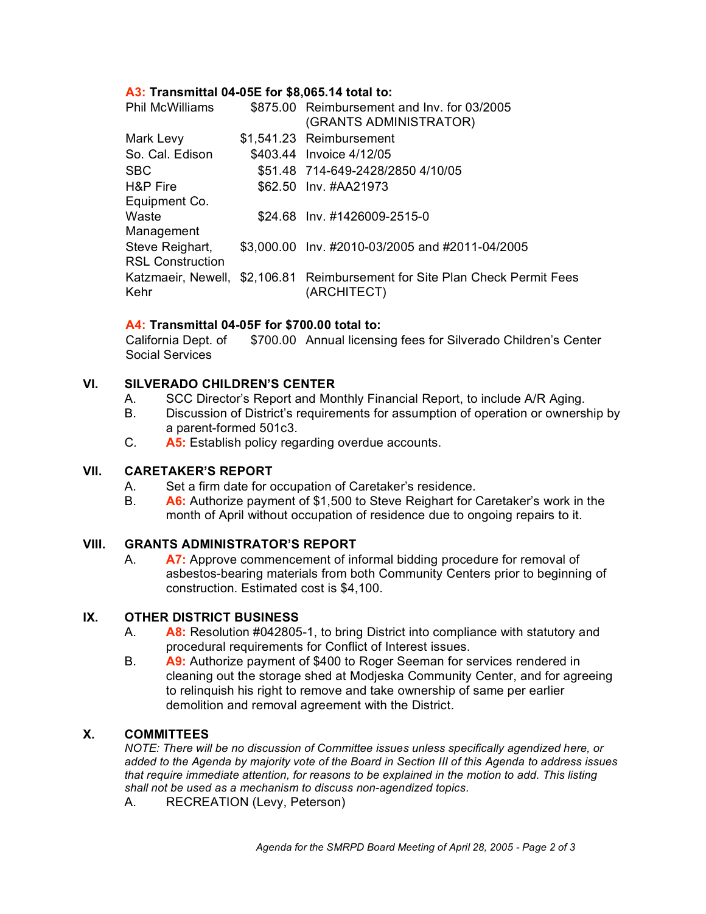**A3: Transmittal 04-05E for $8,065.14 total to:**

| | | |
|---|---|---|
| Phil McWilliams | $875.00 | Reimbursement and Inv. for 03/2005 (GRANTS ADMINISTRATOR) |
| Mark Levy | $1,541.23 | Reimbursement |
| So. Cal. Edison | $403.44 | Invoice 4/12/05 |
| SBC | $51.48 | 714-649-2428/2850 4/10/05 |
| H&P Fire Equipment Co. | $62.50 | Inv. #AA21973 |
| Waste Management | $24.68 | Inv. #1426009-2515-0 |
| Steve Reighart, RSL Construction | $3,000.00 | Inv. #2010-03/2005 and #2011-04/2005 |
| Katzmaeir, Newell, Kehr | $2,106.81 | Reimbursement for Site Plan Check Permit Fees (ARCHITECT) |

**A4: Transmittal 04-05F for $700.00 total to:**

| | | |
|---|---|---|
| California Dept. of Social Services | $700.00 | Annual licensing fees for Silverado Children's Center |

## VI. SILVERADO CHILDREN'S CENTER

A. SCC Director's Report and Monthly Financial Report, to include A/R Aging.

B. Discussion of District's requirements for assumption of operation or ownership by a parent-formed 501c3.

C. **A5:** Establish policy regarding overdue accounts.

## VII. CARETAKER'S REPORT

A. Set a firm date for occupation of Caretaker's residence.

B. **A6:** Authorize payment of $1,500 to Steve Reighart for Caretaker's work in the month of April without occupation of residence due to ongoing repairs to it.

## VIII. GRANTS ADMINISTRATOR'S REPORT

A. **A7:** Approve commencement of informal bidding procedure for removal of asbestos-bearing materials from both Community Centers prior to beginning of construction. Estimated cost is $4,100.

## IX. OTHER DISTRICT BUSINESS

A. **A8:** Resolution #042805-1, to bring District into compliance with statutory and procedural requirements for Conflict of Interest issues.

B. **A9:** Authorize payment of $400 to Roger Seeman for services rendered in cleaning out the storage shed at Modjeska Community Center, and for agreeing to relinquish his right to remove and take ownership of same per earlier demolition and removal agreement with the District.

## X. COMMITTEES

*NOTE: There will be no discussion of Committee issues unless specifically agendized here, or added to the Agenda by majority vote of the Board in Section III of this Agenda to address issues that require immediate attention, for reasons to be explained in the motion to add. This listing shall not be used as a mechanism to discuss non-agendized topics.*

A. RECREATION (Levy, Peterson)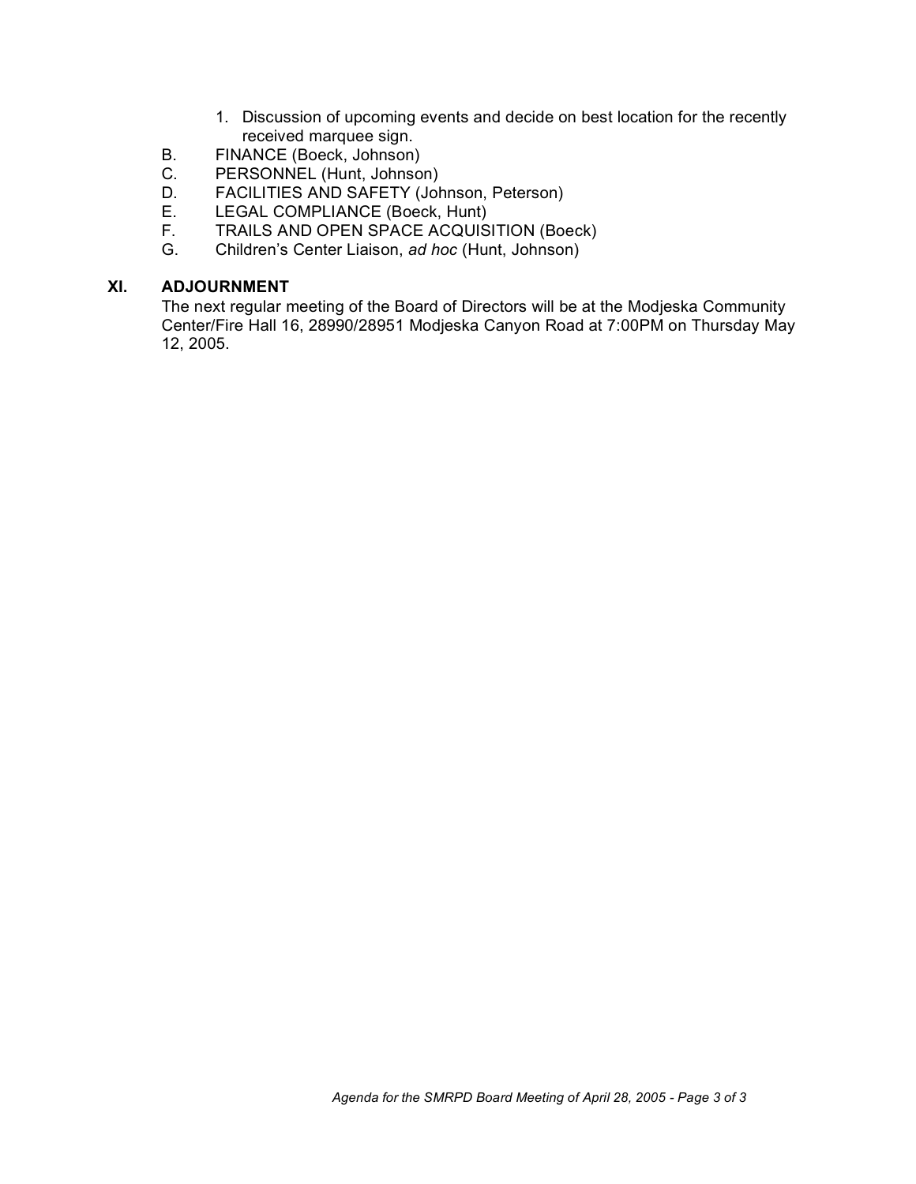1. Discussion of upcoming events and decide on best location for the recently received marquee sign.

B. FINANCE (Boeck, Johnson)

C. PERSONNEL (Hunt, Johnson)

D. FACILITIES AND SAFETY (Johnson, Peterson)

E. LEGAL COMPLIANCE (Boeck, Hunt)

F. TRAILS AND OPEN SPACE ACQUISITION (Boeck)

G. Children's Center Liaison, *ad hoc* (Hunt, Johnson)

## XI. ADJOURNMENT

The next regular meeting of the Board of Directors will be at the Modjeska Community Center/Fire Hall 16, 28990/28951 Modjeska Canyon Road at 7:00PM on Thursday May 12, 2005.